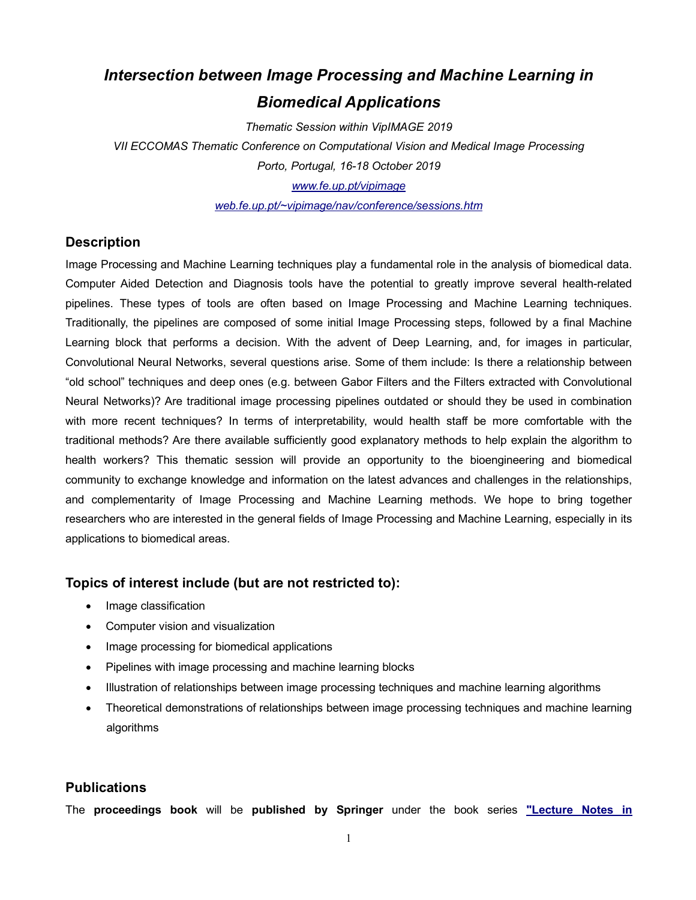# *Intersection between Image Processing and Machine Learning in Biomedical Applications*

*Thematic Session within VipIMAGE 2019*

*VII ECCOMAS Thematic Conference on Computational Vision and Medical Image Processing*

*Porto, Portugal, 16-18 October 2019*

*www.fe.up.pt/vipimage*

*web.fe.up.pt/~vipimage/nav/conference/sessions.htm*

## Description

Image Processing and Machine Learning techniques play a fundamental role in the analysis of biomedical data. Computer Aided Detection and Diagnosis tools have the potential to greatly improve several health-related pipelines. These types of tools are often based on Image Processing and Machine Learning techniques. Traditionally, the pipelines are composed of some initial Image Processing steps, followed by a final Machine Learning block that performs a decision. With the advent of Deep Learning, and, for images in particular, Convolutional Neural Networks, several questions arise. Some of them include: Is there a relationship between “old school” techniques and deep ones (e.g. between Gabor Filters and the Filters extracted with Convolutional Neural Networks)? Are traditional image processing pipelines outdated or should they be used in combination with more recent techniques? In terms of interpretability, would health staff be more comfortable with the traditional methods? Are there available sufficiently good explanatory methods to help explain the algorithm to health workers? This thematic session will provide an opportunity to the bioengineering and biomedical community to exchange knowledge and information on the latest advances and challenges in the relationships, and complementarity of Image Processing and Machine Learning methods. We hope to bring together researchers who are interested in the general fields of Image Processing and Machine Learning, especially in its applications to biomedical areas.

## Topics of interest include (but are not restricted to):

- Image classification
- Computer vision and visualization
- Image processing for biomedical applications
- Pipelines with image processing and machine learning blocks
- Illustration of relationships between image processing techniques and machine learning algorithms
- Theoretical demonstrations of relationships between image processing techniques and machine learning algorithms

## Publications

The **proceedings book** will be **published by Springer** under the book series **"Lecture Notes in**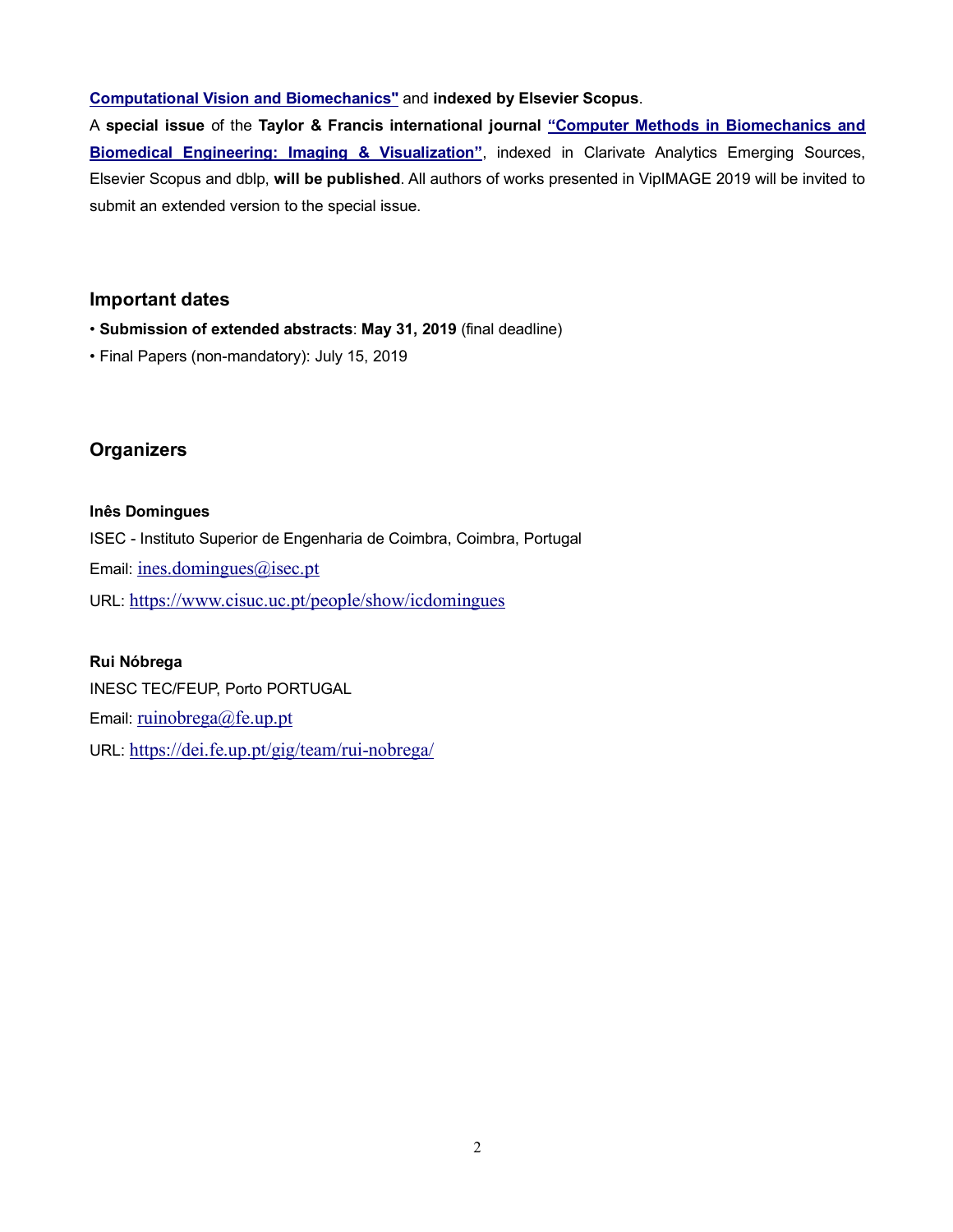**Computational Vision and Biomechanics"** and **indexed by Elsevier Scopus**.

A **special issue** of the **Taylor & Francis international journal** **"Computer Methods in Biomechanics and Biomedical Engineering: Imaging & Visualization"**, indexed in Clarivate Analytics Emerging Sources, Elsevier Scopus and dblp, **will be published**. All authors of works presented in VipIMAGE 2019 will be invited to submit an extended version to the special issue.

## Important dates

- **Submission of extended abstracts**: **May 31, 2019** (final deadline)
- Final Papers (non-mandatory): July 15, 2019

## Organizers

**Inês Domingues**

ISEC - Instituto Superior de Engenharia de Coimbra, Coimbra, Portugal

Email: ines.domingues@isec.pt

URL: https://www.cisuc.uc.pt/people/show/icdomingues

**Rui Nóbrega**

INESC TEC/FEUP, Porto PORTUGAL

Email: ruinobrega@fe.up.pt

URL: https://dei.fe.up.pt/gig/team/rui-nobrega/